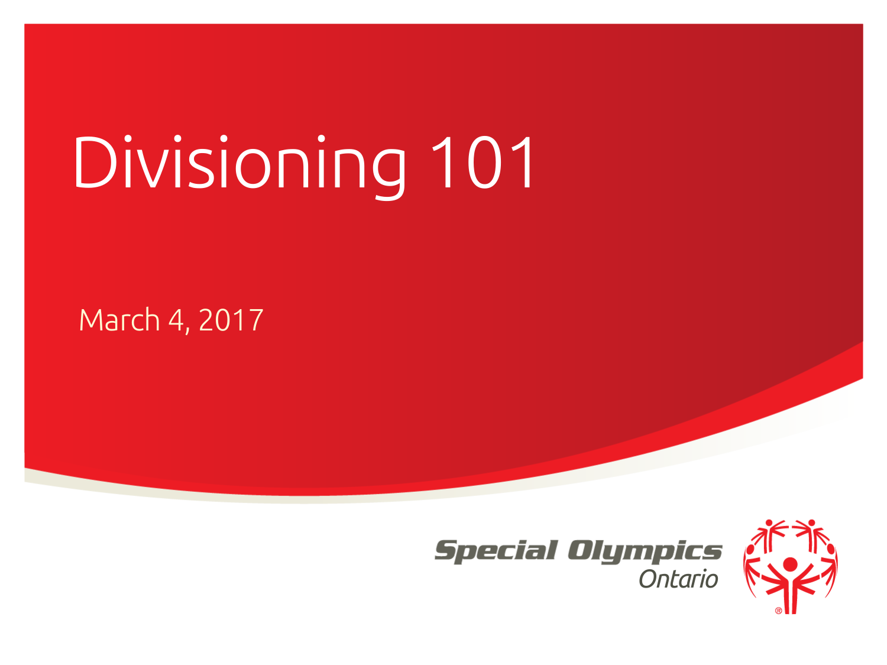# Divisioning 101

March 4, 2017

Special Olympics Ontario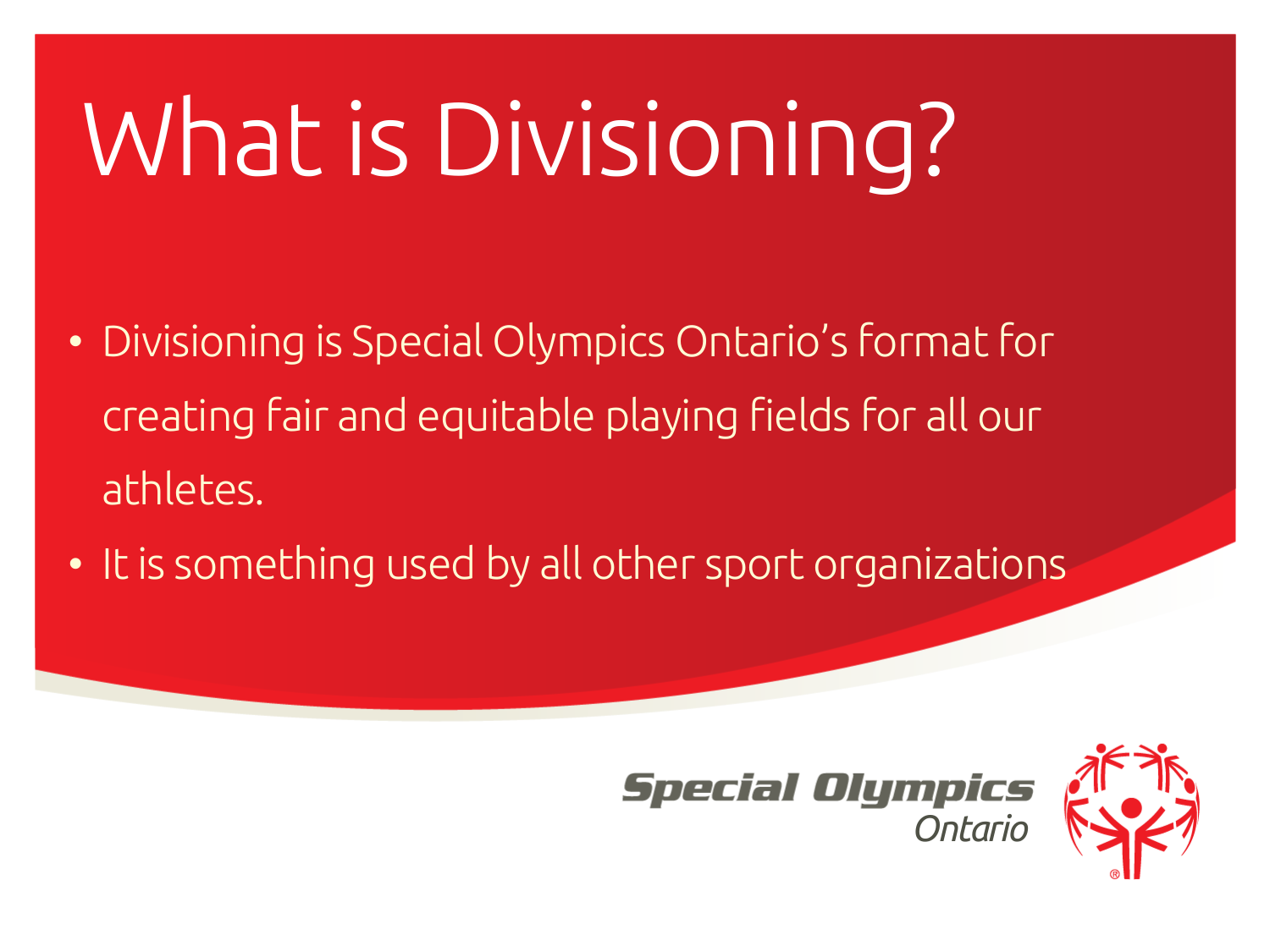# What is Divisioning?

- Divisioning is Special Olympics Ontario's format for creating fair and equitable playing fields for all our athletes.
- It is something used by all other sport organizations

Special Olympics Ontario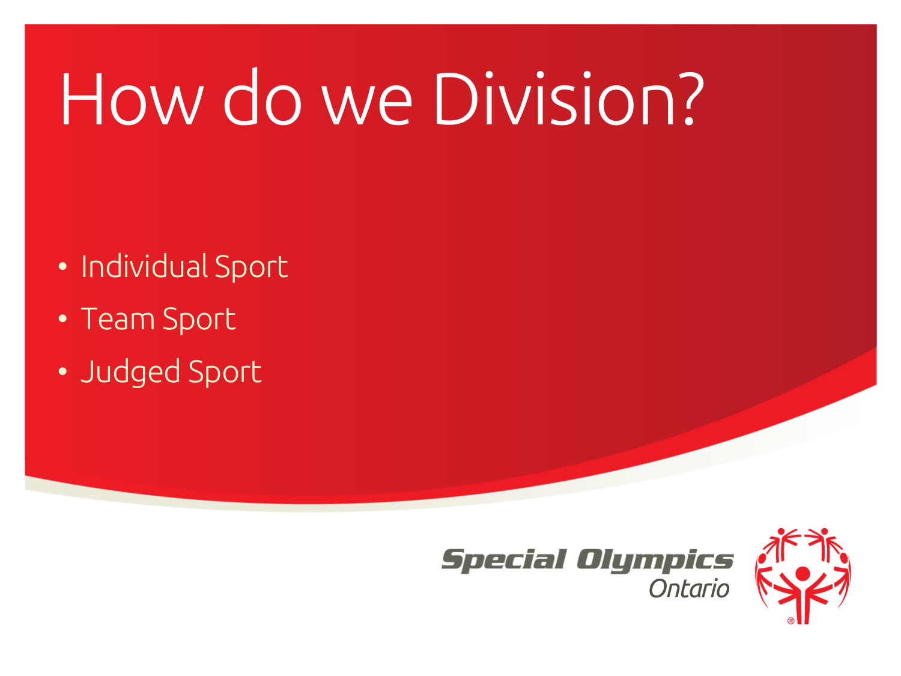# How do we Division?

- Individual Sport
- Team Sport
- Judged Sport

Special Olympics Ontario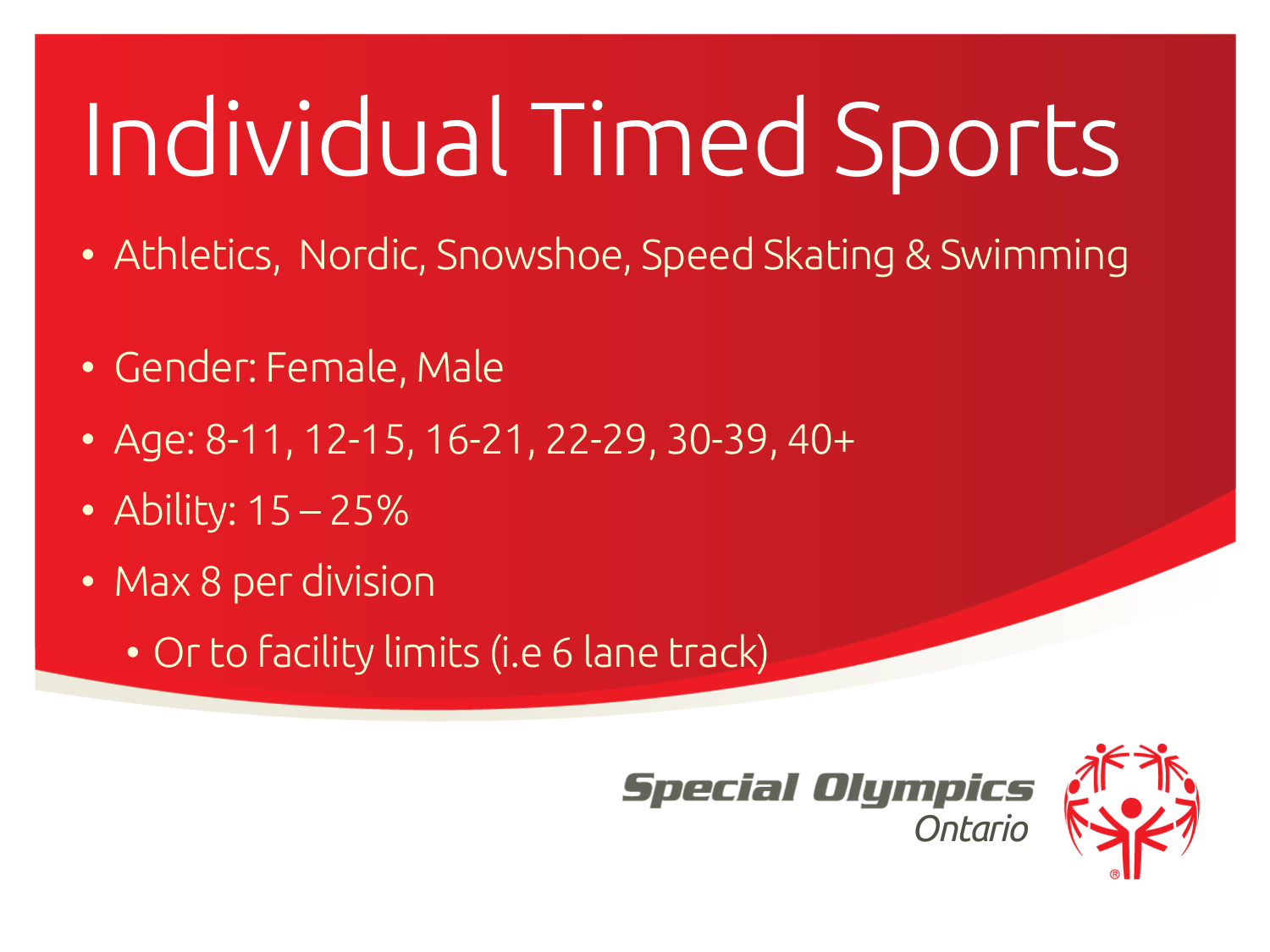# Individual Timed Sports

- Athletics,  Nordic, Snowshoe, Speed Skating & Swimming
- Gender: Female, Male
- Age: 8-11, 12-15, 16-21, 22-29, 30-39, 40+
- Ability: 15 – 25%
- Max 8 per division
  - Or to facility limits (i.e 6 lane track)

Special Olympics Ontario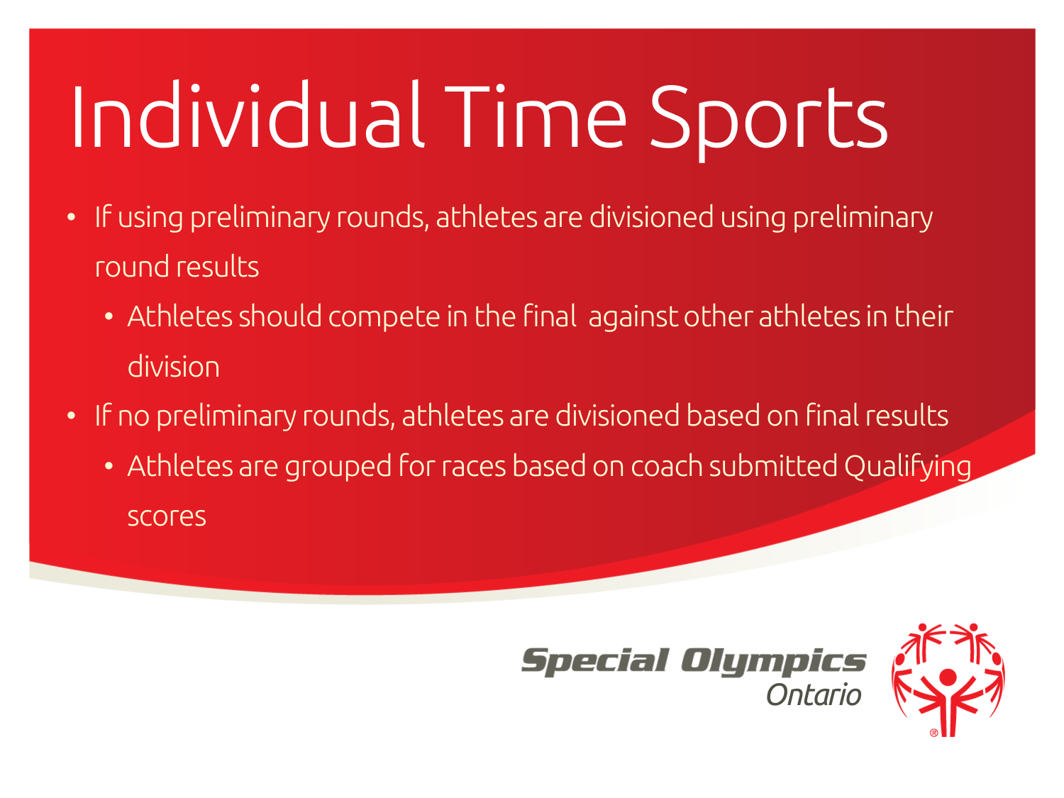# Individual Time Sports

- If using preliminary rounds, athletes are divisioned using preliminary round results
  - Athletes should compete in the final against other athletes in their division
- If no preliminary rounds, athletes are divisioned based on final results
  - Athletes are grouped for races based on coach submitted Qualifying scores

Special Olympics Ontario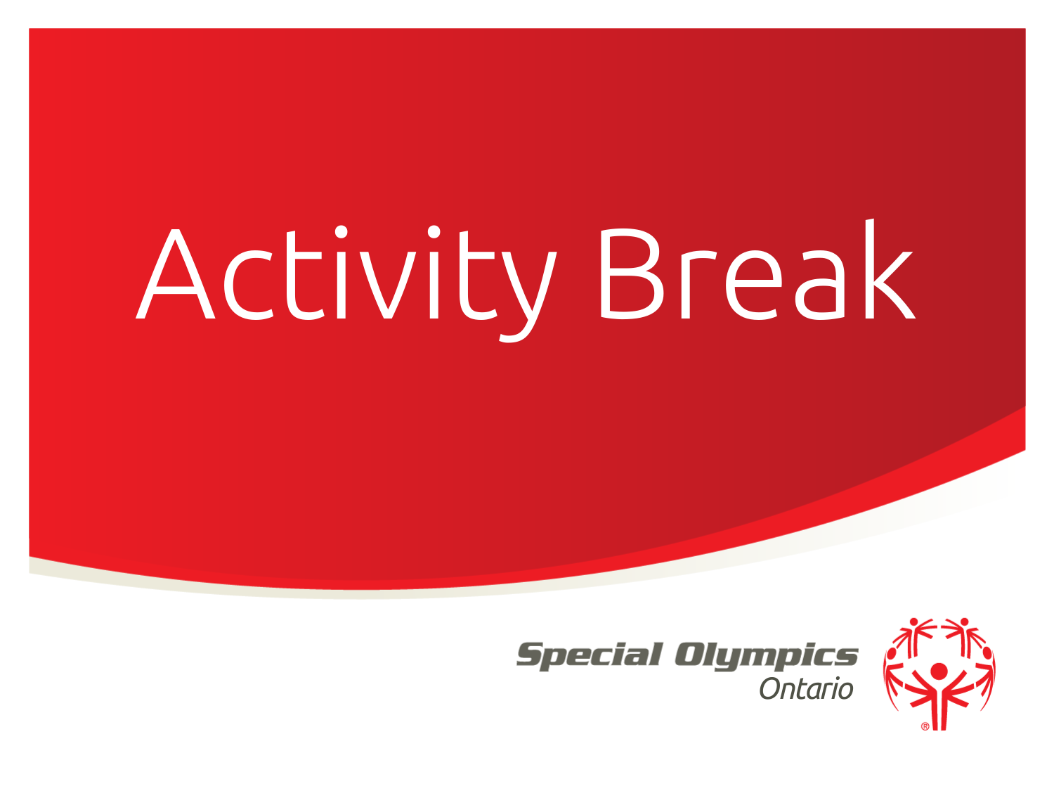# Activity Break

Special Olympics Ontario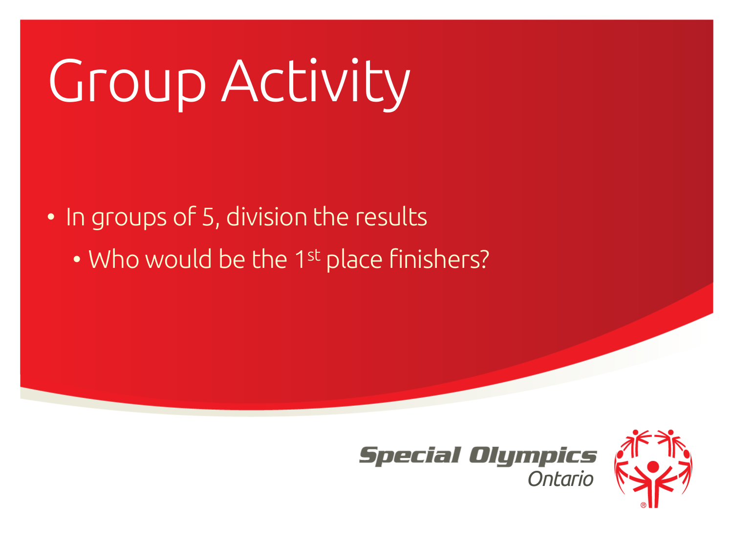# Group Activity

- In groups of 5, division the results
  - Who would be the 1st place finishers?

Special Olympics Ontario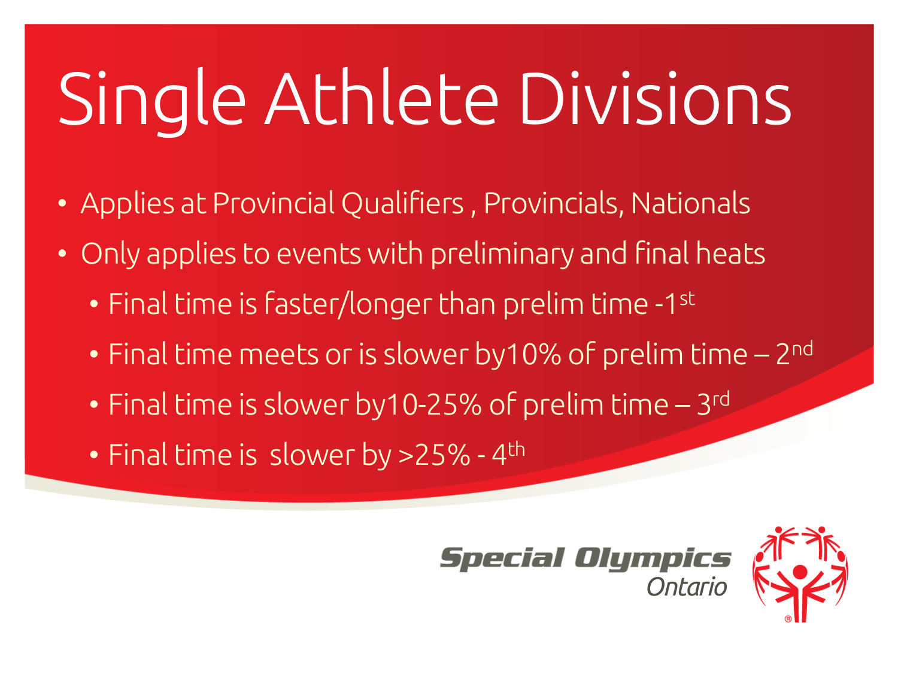# Single Athlete Divisions

- Applies at Provincial Qualifiers , Provincials, Nationals
- Only applies to events with preliminary and final heats
  - Final time is faster/longer than prelim time -1st
  - Final time meets or is slower by10% of prelim time – 2nd
  - Final time is slower by10-25% of prelim time – 3rd
  - Final time is slower by >25% - 4th

Special Olympics Ontario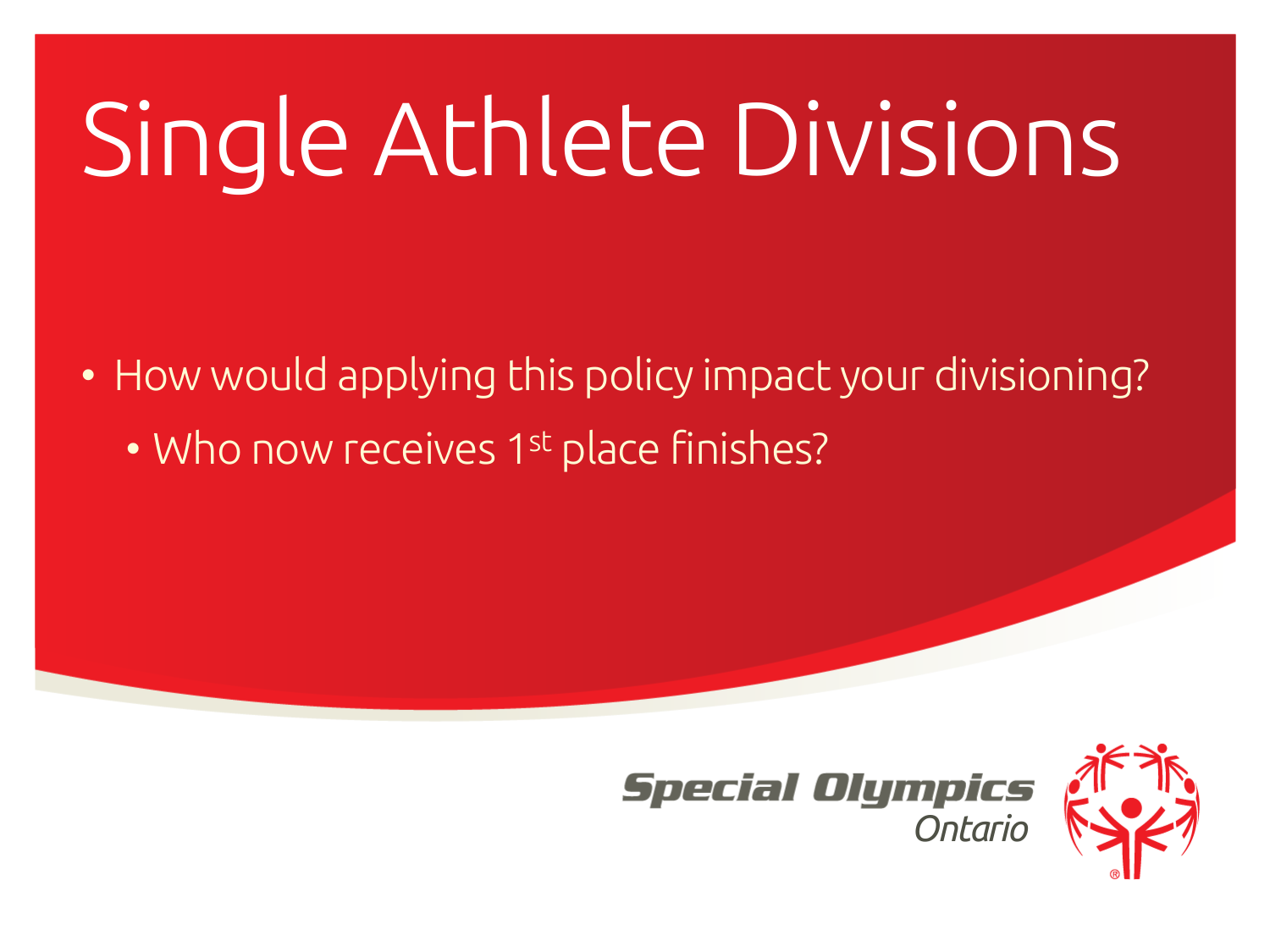# Single Athlete Divisions

- How would applying this policy impact your divisioning?
  - Who now receives 1$^{st}$ place finishes?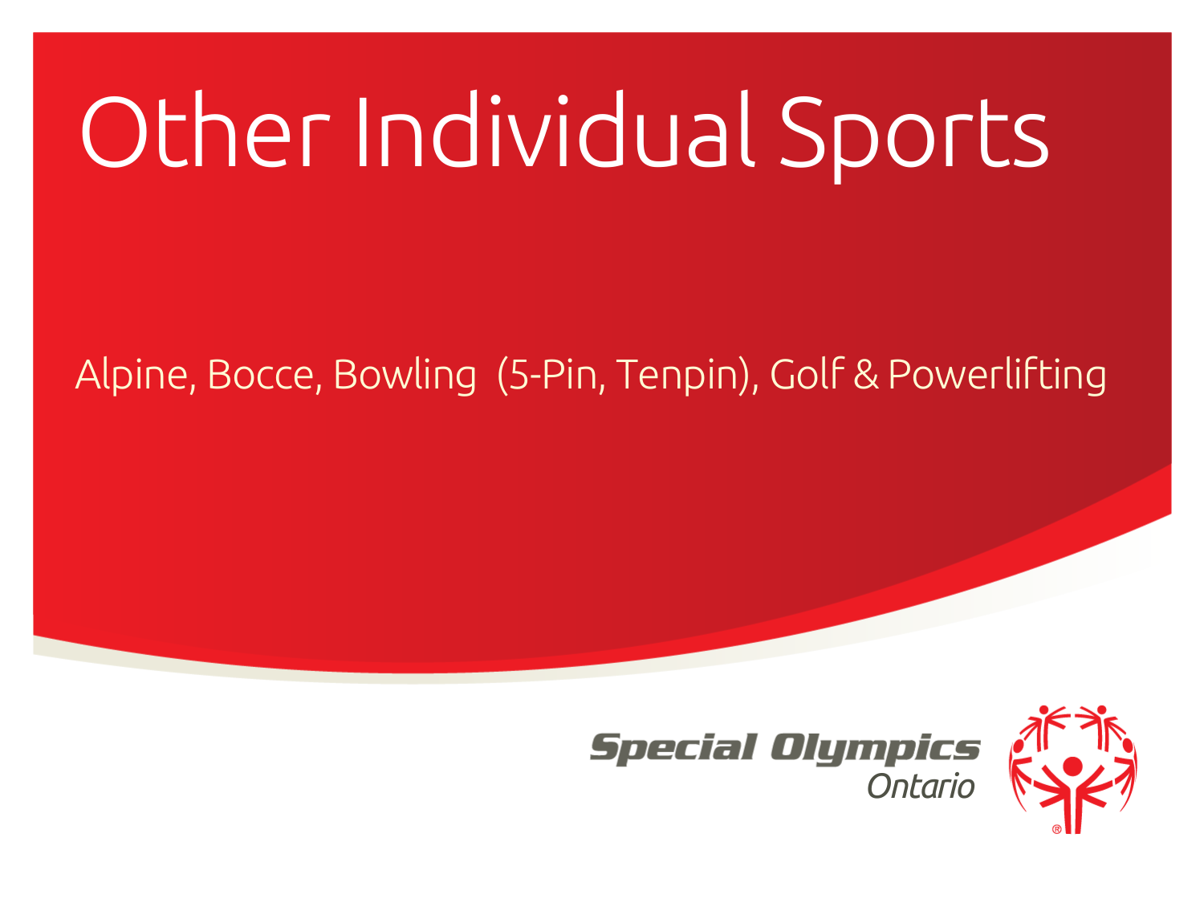# Other Individual Sports

Alpine, Bocce, Bowling (5-Pin, Tenpin), Golf & Powerlifting

Special Olympics Ontario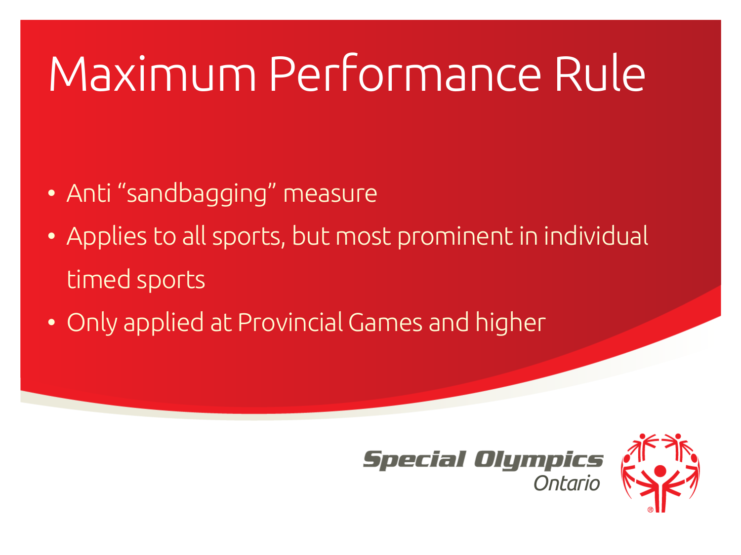# Maximum Performance Rule

- Anti “sandbagging” measure
- Applies to all sports, but most prominent in individual timed sports
- Only applied at Provincial Games and higher

Special Olympics Ontario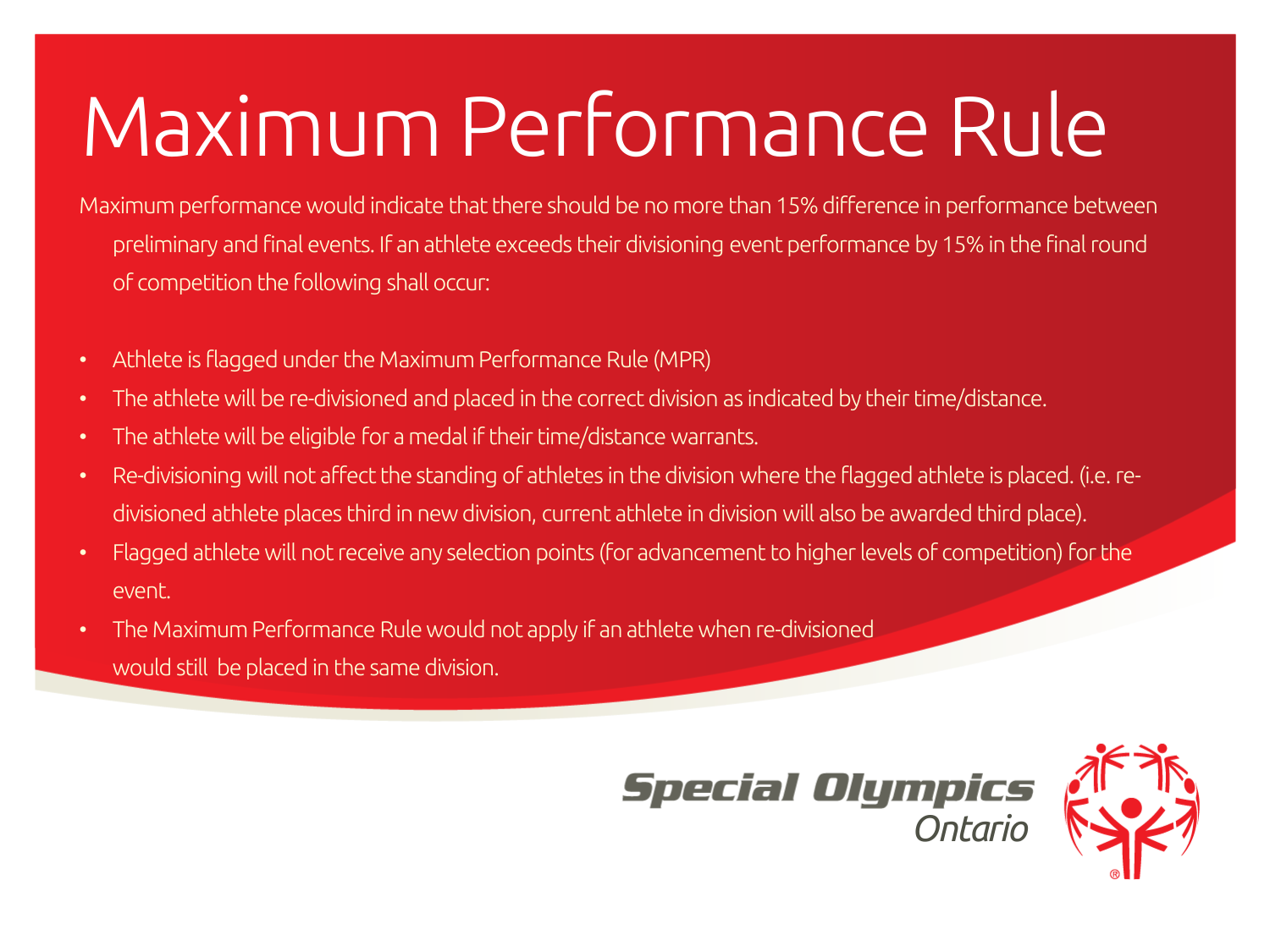# Maximum Performance Rule

Maximum performance would indicate that there should be no more than 15% difference in performance between preliminary and final events. If an athlete exceeds their divisioning event performance by 15% in the final round of competition the following shall occur:

- Athlete is flagged under the Maximum Performance Rule (MPR)
- The athlete will be re-divisioned and placed in the correct division as indicated by their time/distance.
- The athlete will be eligible for a medal if their time/distance warrants.
- Re-divisioning will not affect the standing of athletes in the division where the flagged athlete is placed. (i.e. re-divisioned athlete places third in new division, current athlete in division will also be awarded third place).
- Flagged athlete will not receive any selection points (for advancement to higher levels of competition) for the event.
- The Maximum Performance Rule would not apply if an athlete when re-divisioned would still be placed in the same division.

Special Olympics Ontario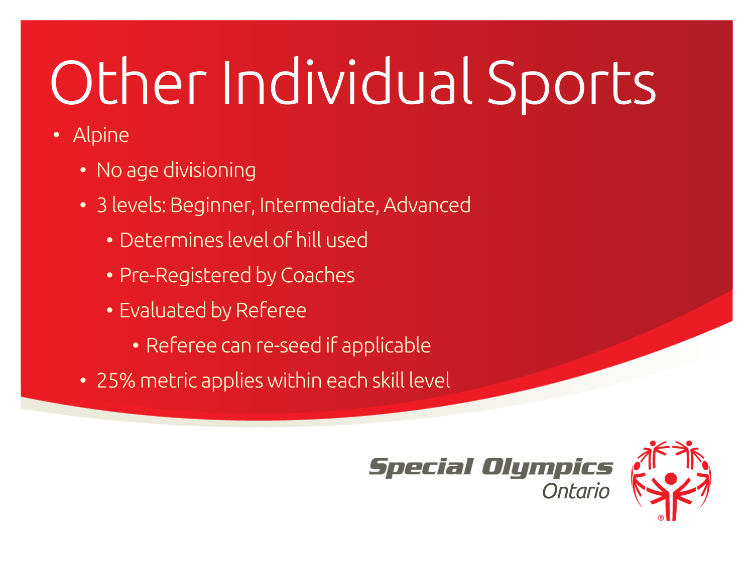# Other Individual Sports

- Alpine
  - No age divisioning
  - 3 levels: Beginner, Intermediate, Advanced
    - Determines level of hill used
    - Pre-Registered by Coaches
    - Evaluated by Referee
      - Referee can re-seed if applicable
  - 25% metric applies within each skill level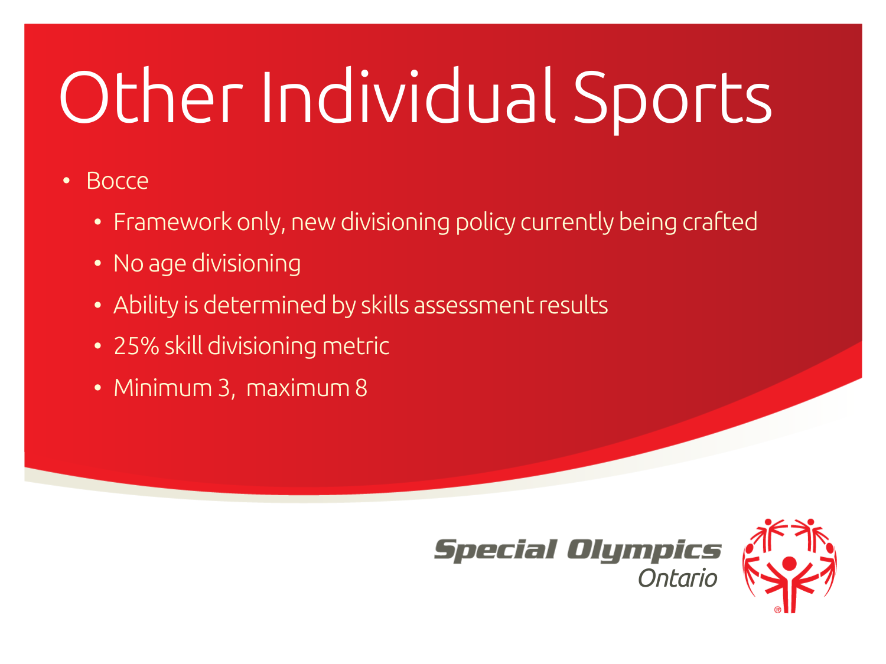# Other Individual Sports

- Bocce
  - Framework only, new divisioning policy currently being crafted
  - No age divisioning
  - Ability is determined by skills assessment results
  - 25% skill divisioning metric
  - Minimum 3, maximum 8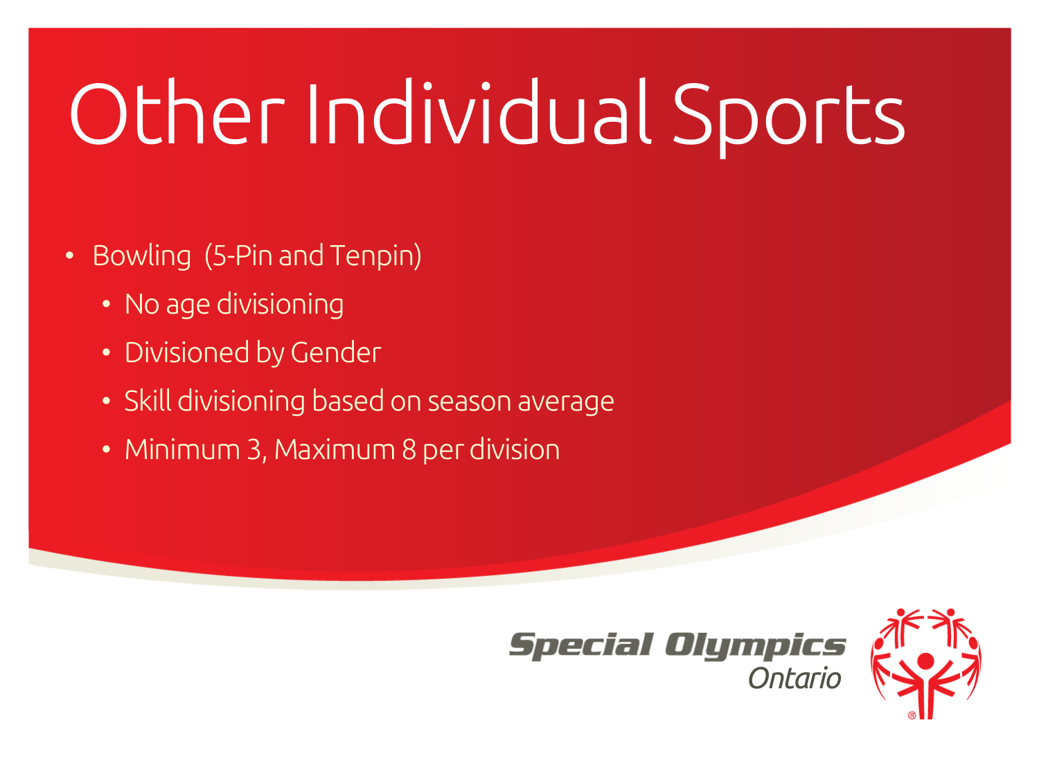# Other Individual Sports

- Bowling (5-Pin and Tenpin)
  - No age divisioning
  - Divisioned by Gender
  - Skill divisioning based on season average
  - Minimum 3, Maximum 8 per division

Special Olympics Ontario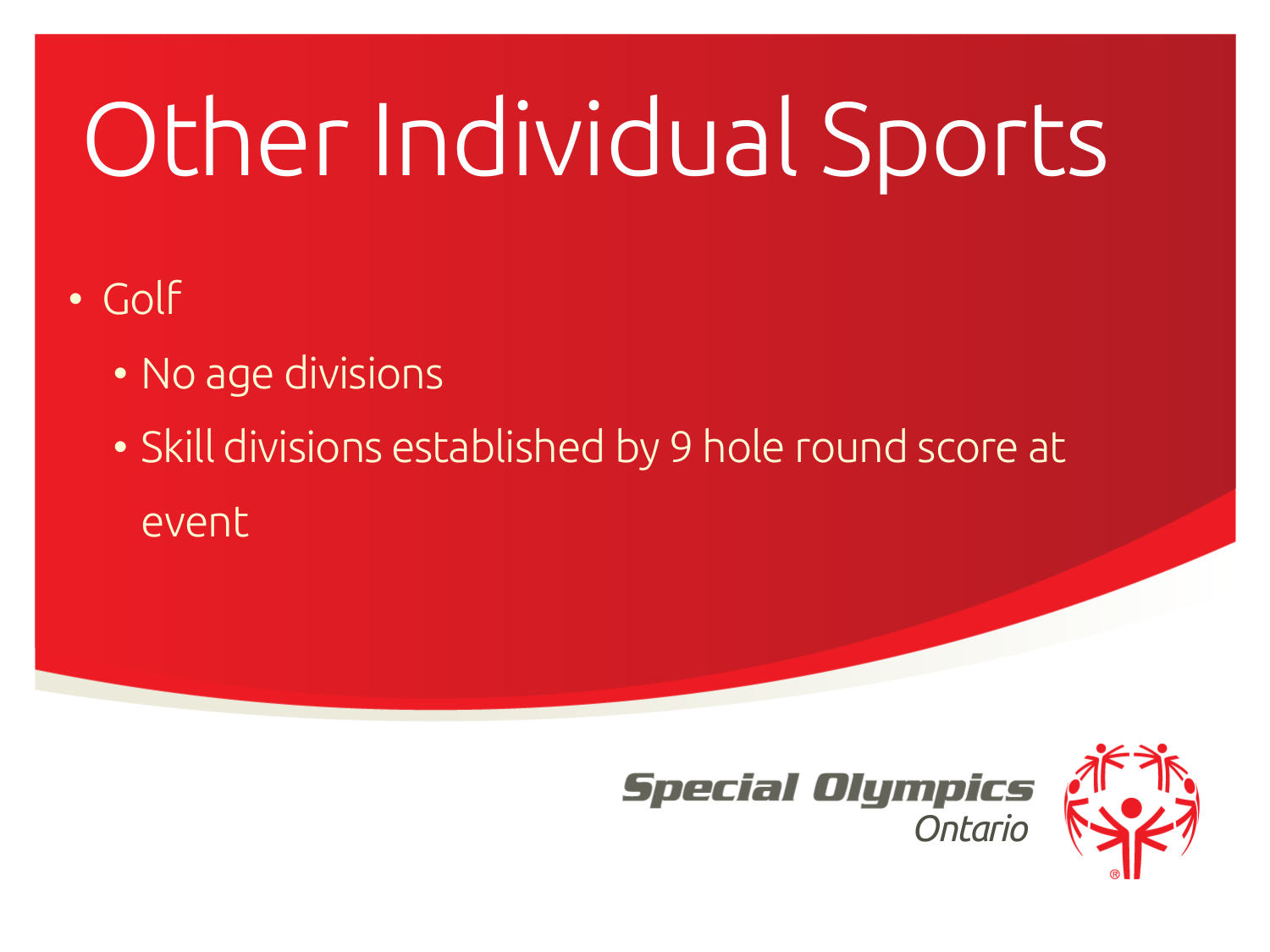# Other Individual Sports

- Golf
  - No age divisions
  - Skill divisions established by 9 hole round score at event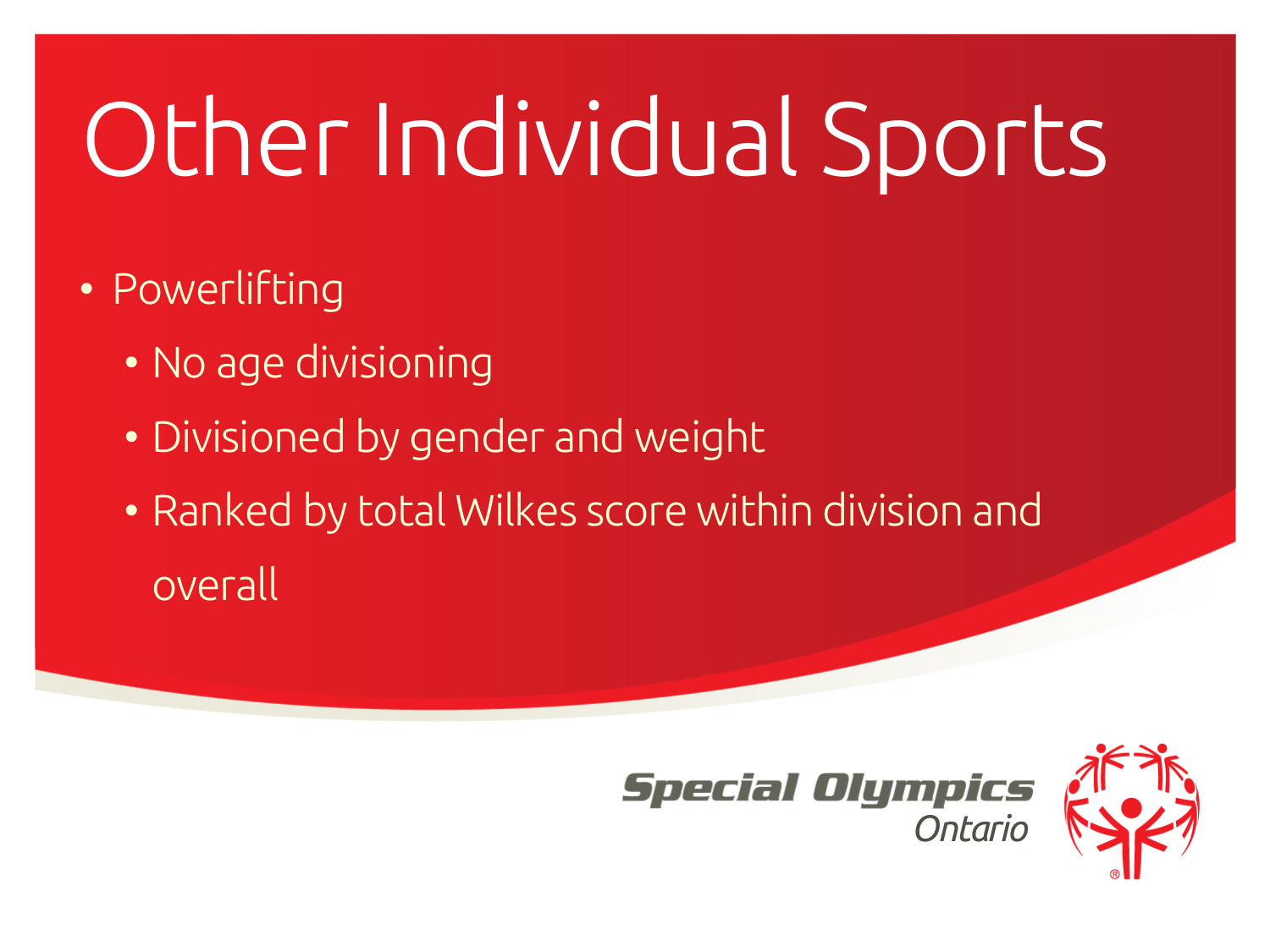# Other Individual Sports

- Powerlifting
  - No age divisioning
  - Divisioned by gender and weight
  - Ranked by total Wilkes score within division and overall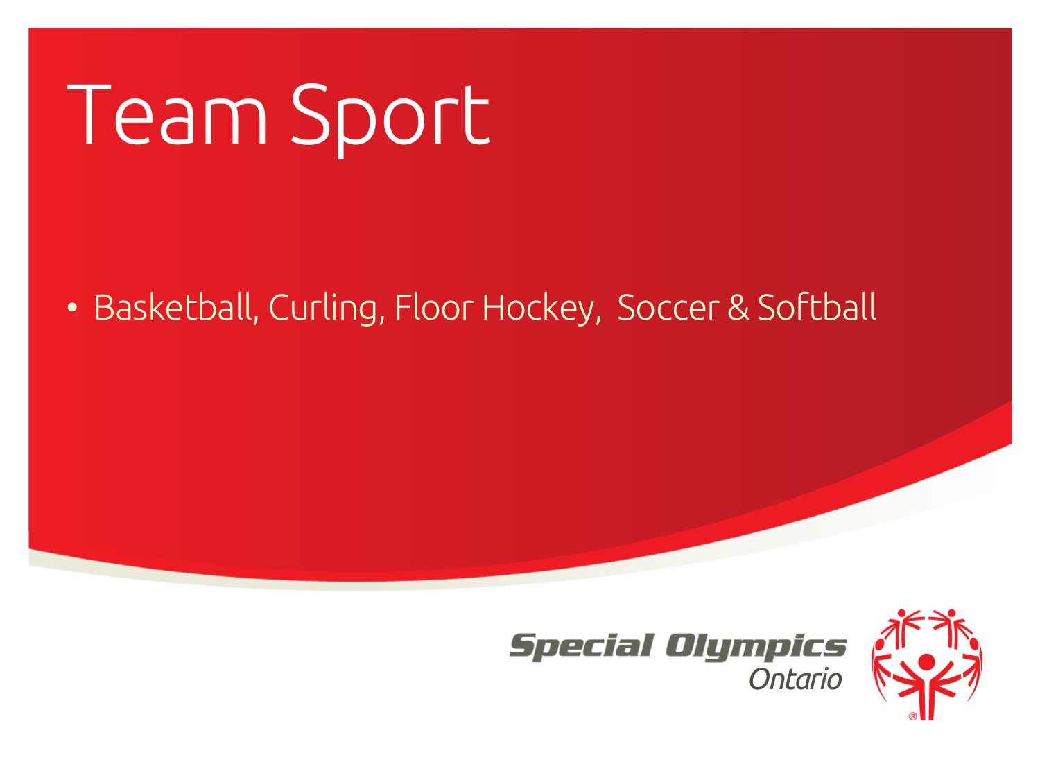# Team Sport

- Basketball, Curling, Floor Hockey, Soccer & Softball

Special Olympics Ontario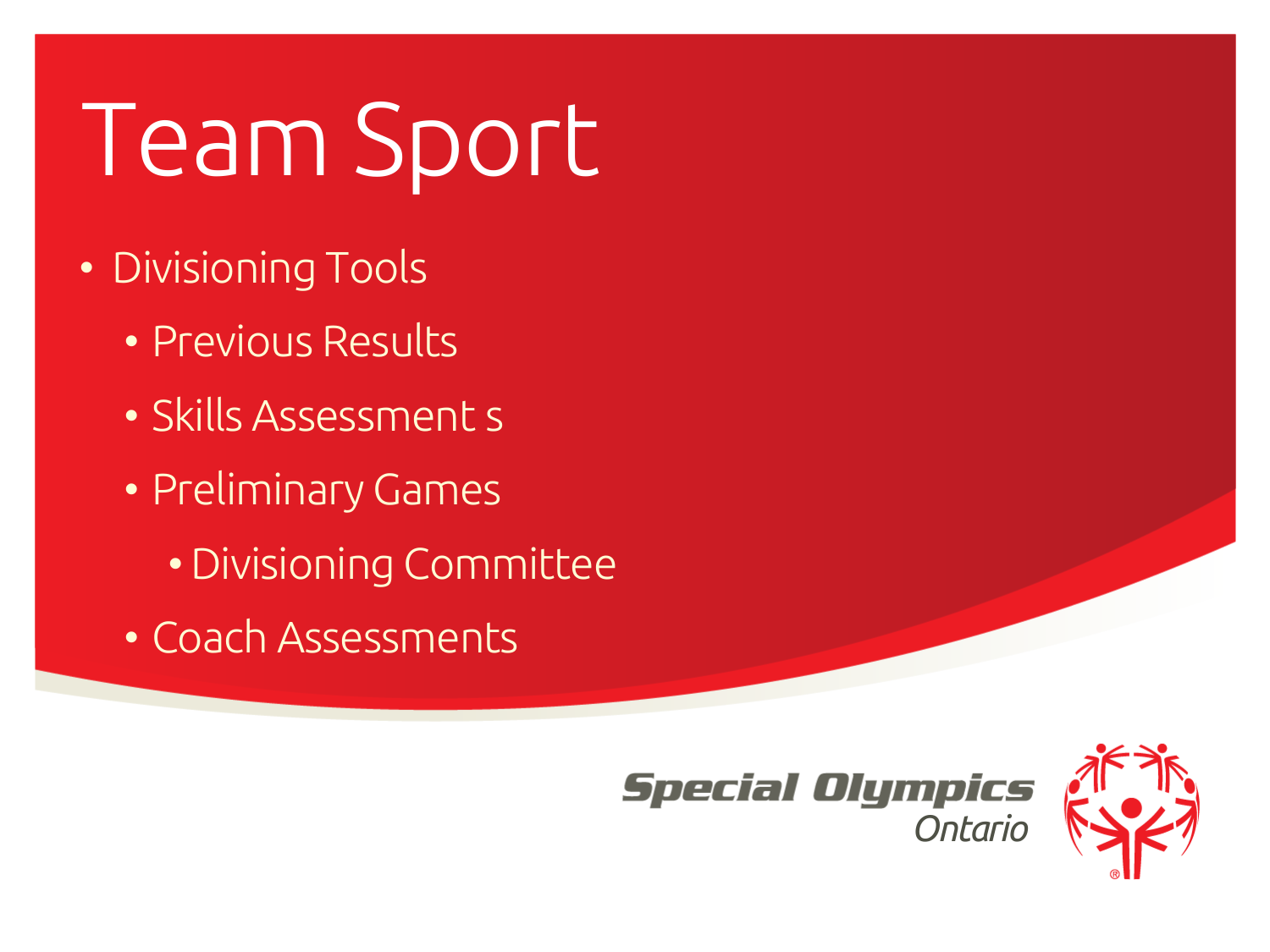# Team Sport

- Divisioning Tools
  - Previous Results
  - Skills Assessment s
  - Preliminary Games
    - Divisioning Committee
  - Coach Assessments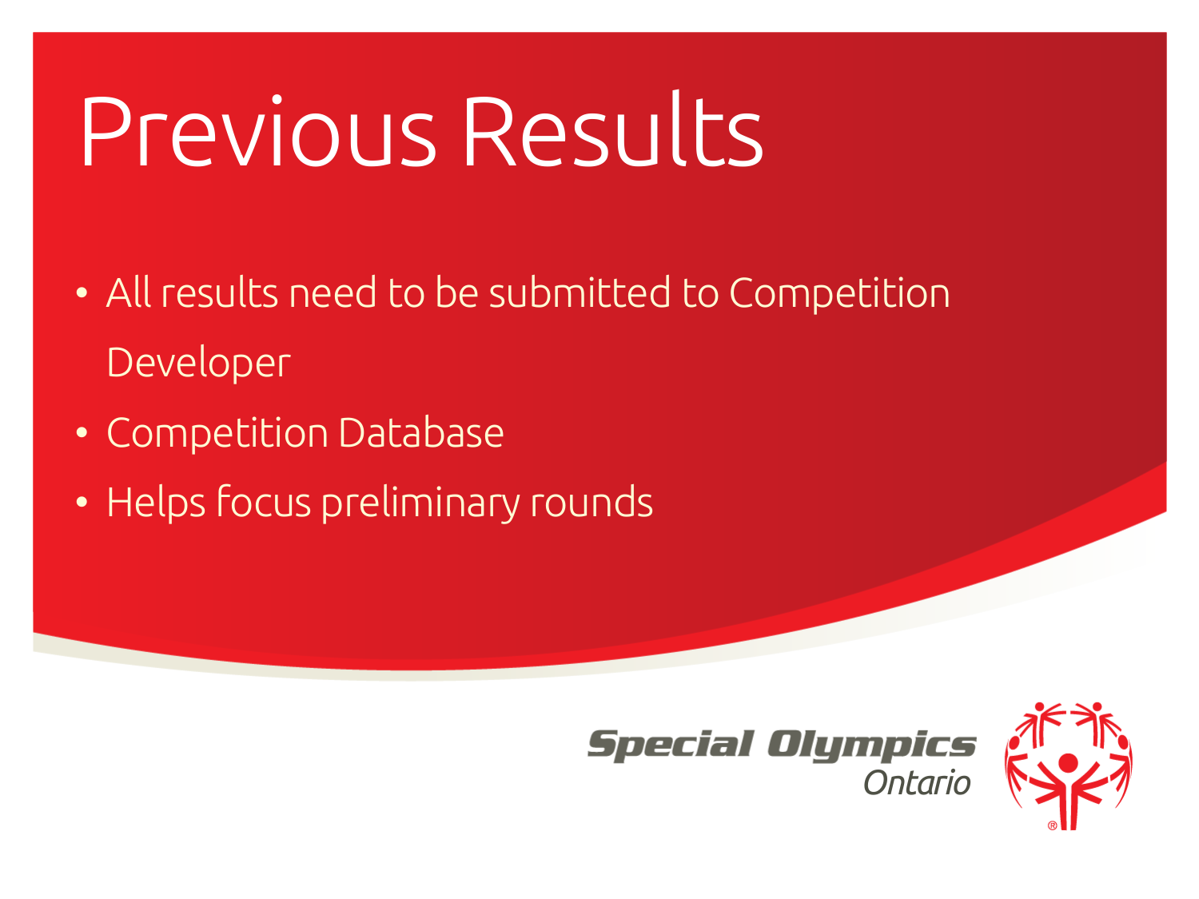# Previous Results

- All results need to be submitted to Competition Developer
- Competition Database
- Helps focus preliminary rounds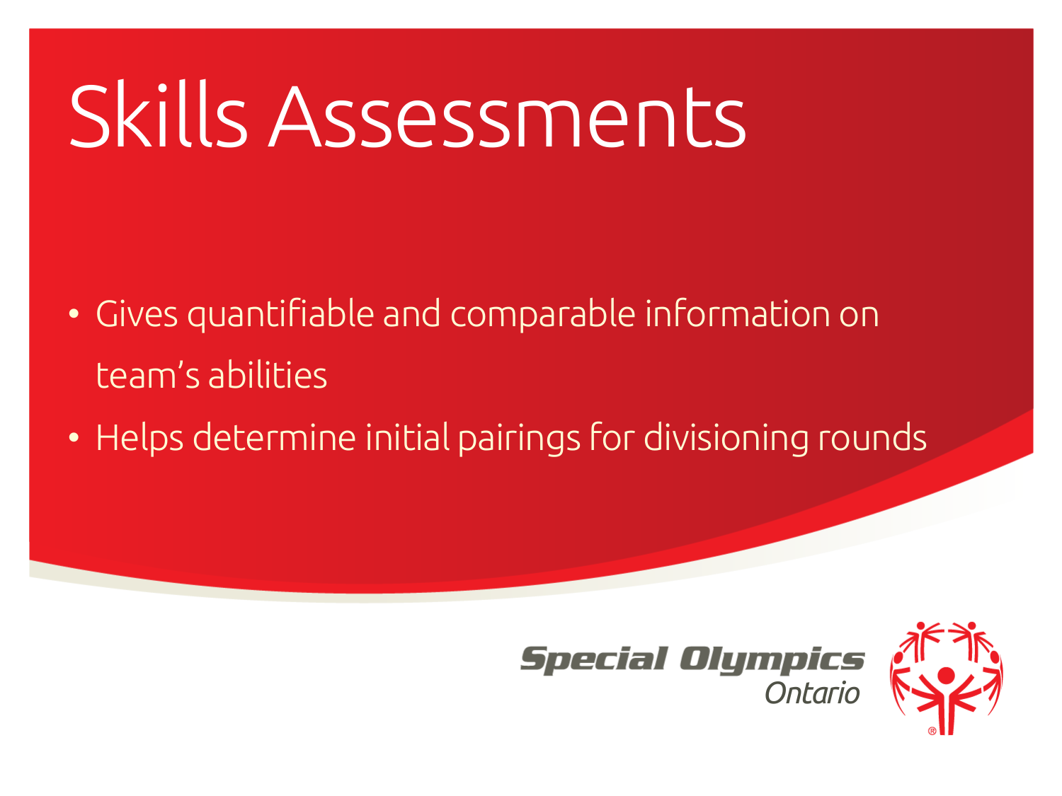# Skills Assessments

- Gives quantifiable and comparable information on team's abilities
- Helps determine initial pairings for divisioning rounds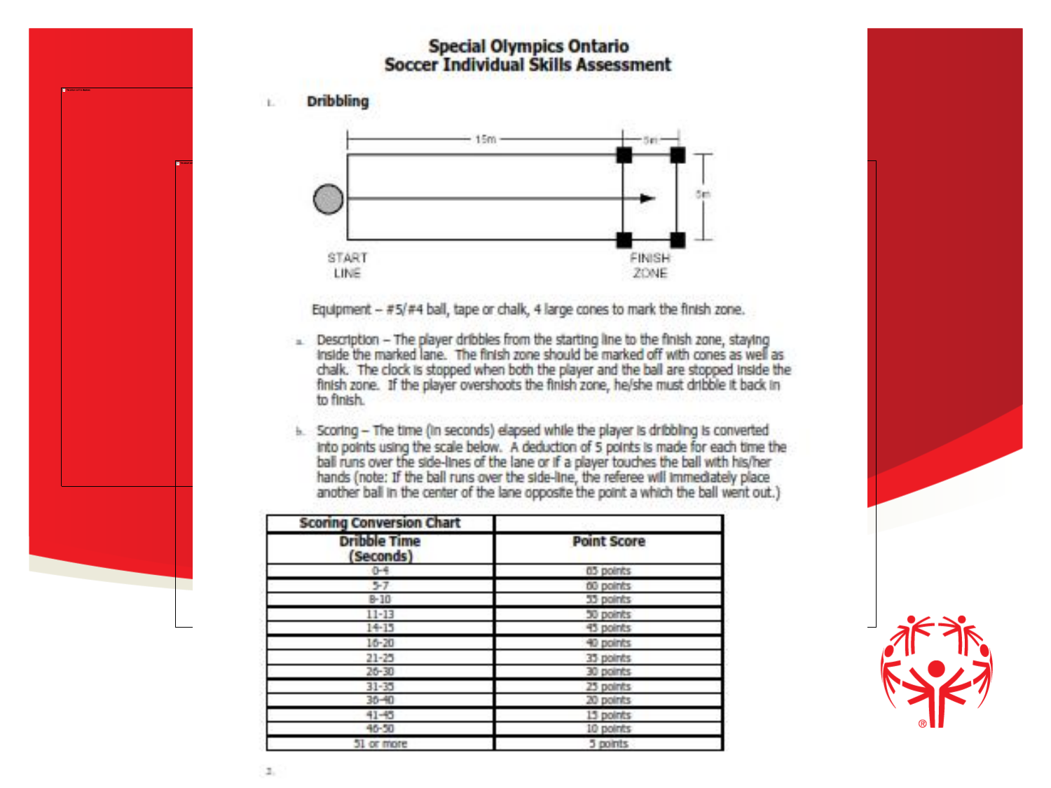# Special Olympics Ontario
# Soccer Individual Skills Assessment

1. **Dribbling**

15m, 5m, 5m

START LINE

FINISH ZONE

Equipment – #5/#4 ball, tape or chalk, 4 large cones to mark the finish zone.

a. Description – The player dribbles from the starting line to the finish zone, staying inside the marked lane. The finish zone should be marked off with cones as well as chalk. The clock is stopped when both the player and the ball are stopped inside the finish zone. If the player overshoots the finish zone, he/she must dribble it back in to finish.

b. Scoring – The time (in seconds) elapsed while the player is dribbling is converted into points using the scale below. A deduction of 5 points is made for each time the ball runs over the side-lines of the lane or if a player touches the ball with his/her hands (note: If the ball runs over the side-line, the referee will immediately place another ball in the center of the lane opposite the point a which the ball went out.)

| Scoring Conversion Chart | |
|---|---|
| Dribble Time (Seconds) | Point Score |
| 0-4 | 65 points |
| 5-7 | 60 points |
| 8-10 | 55 points |
| 11-13 | 50 points |
| 14-15 | 45 points |
| 16-20 | 40 points |
| 21-25 | 35 points |
| 26-30 | 30 points |
| 31-35 | 25 points |
| 36-40 | 20 points |
| 41-45 | 15 points |
| 46-50 | 10 points |
| 51 or more | 5 points |

2.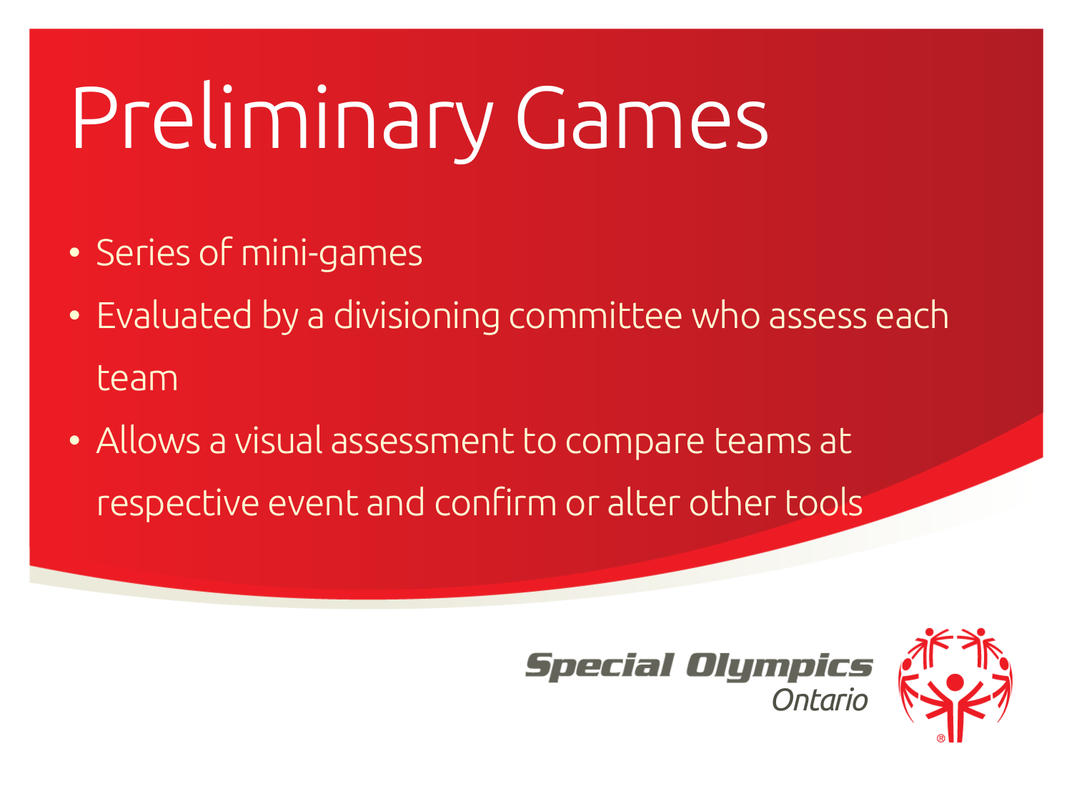# Preliminary Games

- Series of mini-games
- Evaluated by a divisioning committee who assess each team
- Allows a visual assessment to compare teams at respective event and confirm or alter other tools

Special Olympics Ontario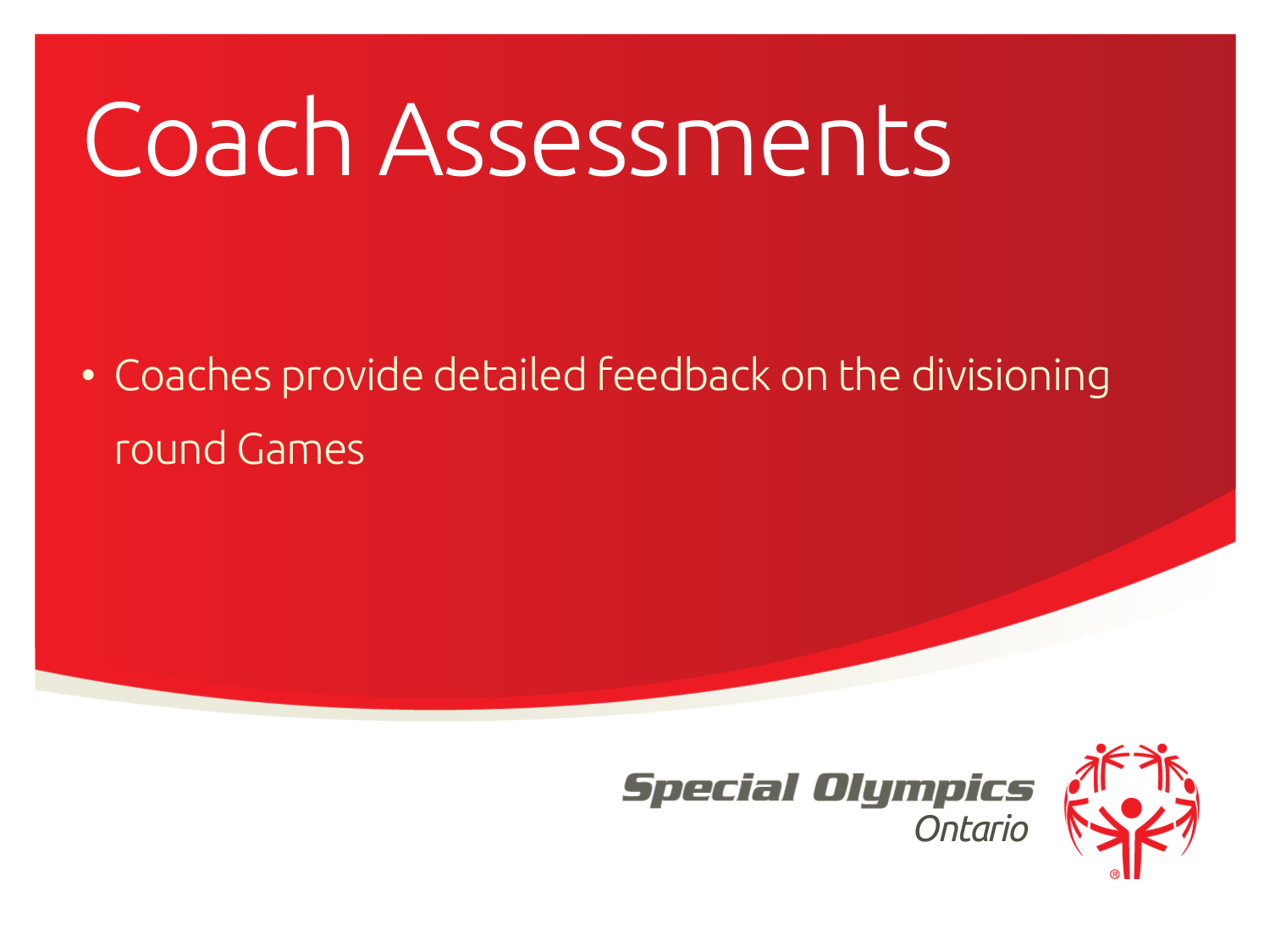# Coach Assessments

- Coaches provide detailed feedback on the divisioning round Games

Special Olympics Ontario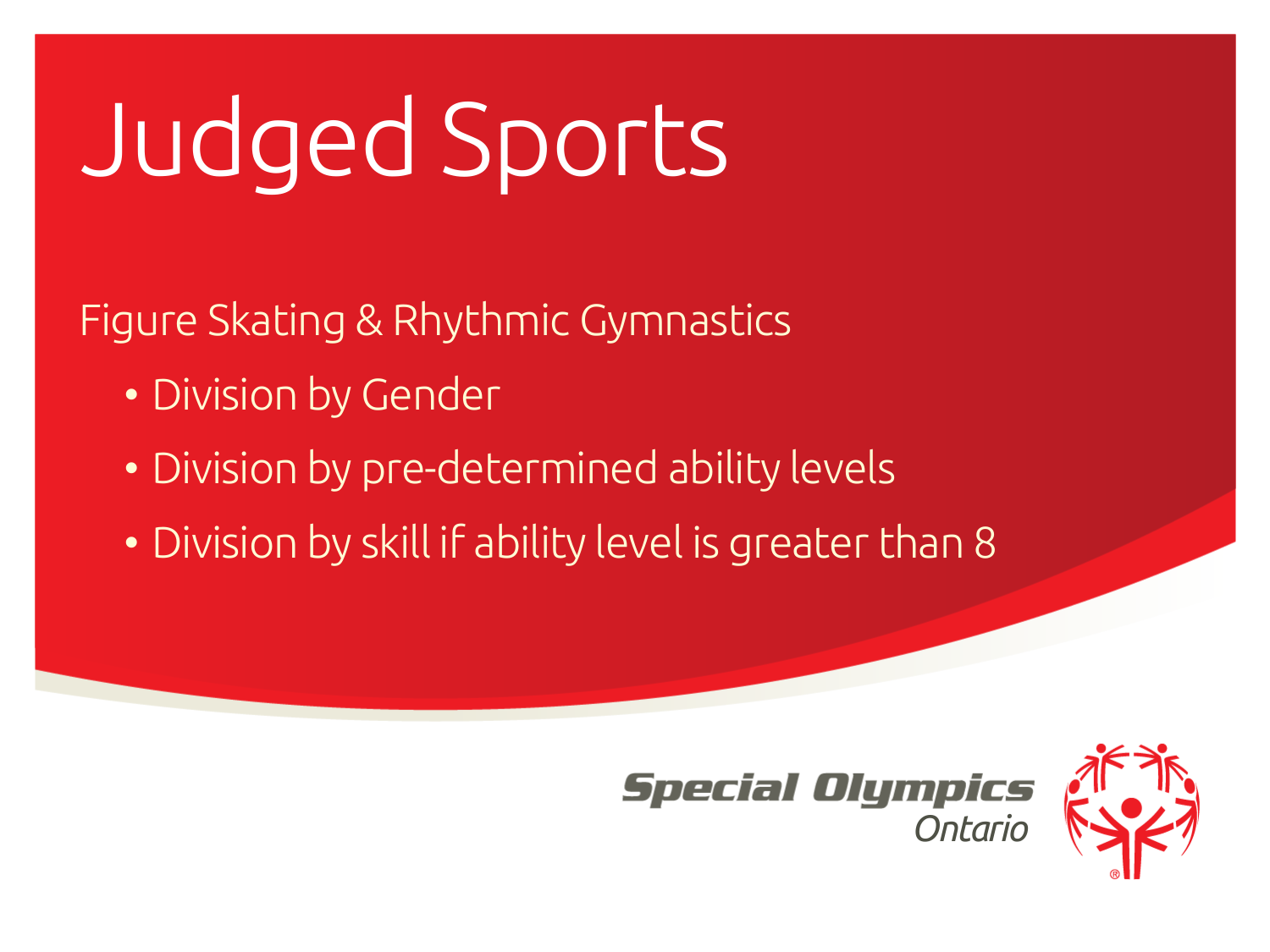# Judged Sports

Figure Skating & Rhythmic Gymnastics

- Division by Gender
- Division by pre-determined ability levels
- Division by skill if ability level is greater than 8

Special Olympics Ontario